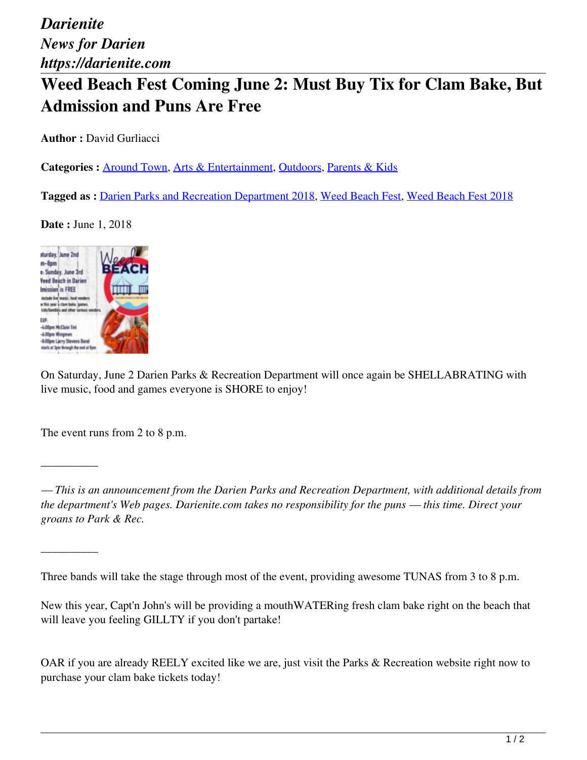*Darienite*
*News for Darien*
*https://darienite.com*

# Weed Beach Fest Coming June 2: Must Buy Tix for Clam Bake, But Admission and Puns Are Free

**Author :** David Gurliacci

**Categories :** Around Town, Arts & Entertainment, Outdoors, Parents & Kids

**Tagged as :** Darien Parks and Recreation Department 2018, Weed Beach Fest, Weed Beach Fest 2018

**Date :** June 1, 2018

On Saturday, June 2 Darien Parks & Recreation Department will once again be SHELLABRATING with live music, food and games everyone is SHORE to enjoy!

The event runs from 2 to 8 p.m.

__________

*— This is an announcement from the Darien Parks and Recreation Department, with additional details from the department's Web pages. Darienite.com takes no responsibility for the puns — this time. Direct your groans to Park & Rec.*

__________

Three bands will take the stage through most of the event, providing awesome TUNAS from 3 to 8 p.m.

New this year, Capt'n John's will be providing a mouthWATERing fresh clam bake right on the beach that will leave you feeling GILLTY if you don't partake!

OAR if you are already REELY excited like we are, just visit the Parks & Recreation website right now to purchase your clam bake tickets today!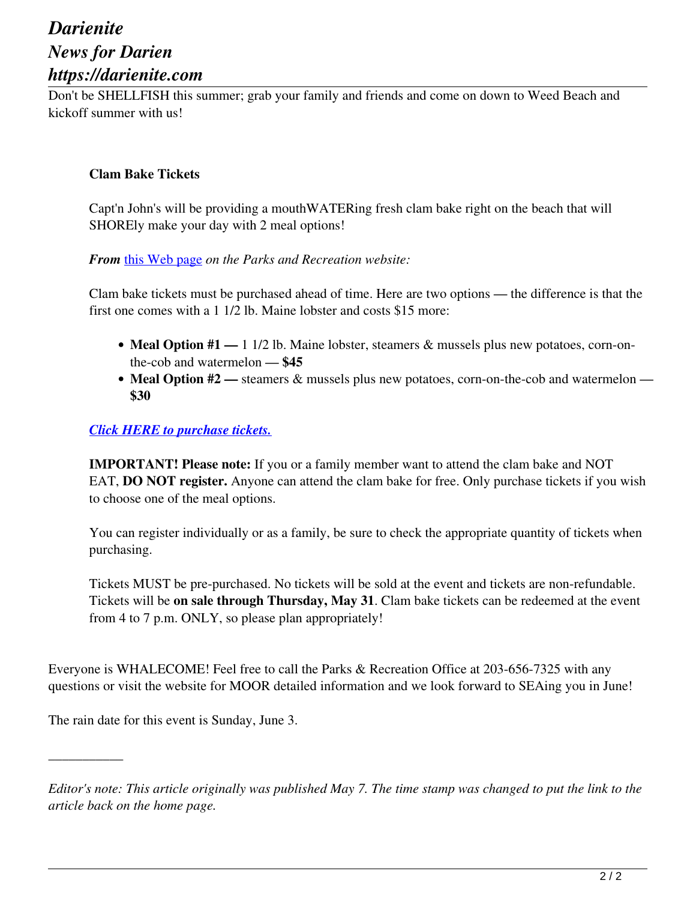Don't be SHELLFISH this summer; grab your family and friends and come on down to Weed Beach and kickoff summer with us!

**Clam Bake Tickets**

Capt'n John's will be providing a mouthWATERing fresh clam bake right on the beach that will SHOREly make your day with 2 meal options!

***From*** *this Web page on the Parks and Recreation website:*

Clam bake tickets must be purchased ahead of time. Here are two options — the difference is that the first one comes with a 1 1/2 lb. Maine lobster and costs $15 more:

- **Meal Option #1 —** 1 1/2 lb. Maine lobster, steamers & mussels plus new potatoes, corn-on-the-cob and watermelon — **$45**
- **Meal Option #2 —** steamers & mussels plus new potatoes, corn-on-the-cob and watermelon — **$30**

***Click HERE to purchase tickets.***

**IMPORTANT! Please note:** If you or a family member want to attend the clam bake and NOT EAT, **DO NOT register.** Anyone can attend the clam bake for free. Only purchase tickets if you wish to choose one of the meal options.

You can register individually or as a family, be sure to check the appropriate quantity of tickets when purchasing.

Tickets MUST be pre-purchased. No tickets will be sold at the event and tickets are non-refundable. Tickets will be **on sale through Thursday, May 31**. Clam bake tickets can be redeemed at the event from 4 to 7 p.m. ONLY, so please plan appropriately!

Everyone is WHALECOME! Feel free to call the Parks & Recreation Office at 203-656-7325 with any questions or visit the website for MOOR detailed information and we look forward to SEAing you in June!

The rain date for this event is Sunday, June 3.

___________

*Editor's note: This article originally was published May 7. The time stamp was changed to put the link to the article back on the home page.*